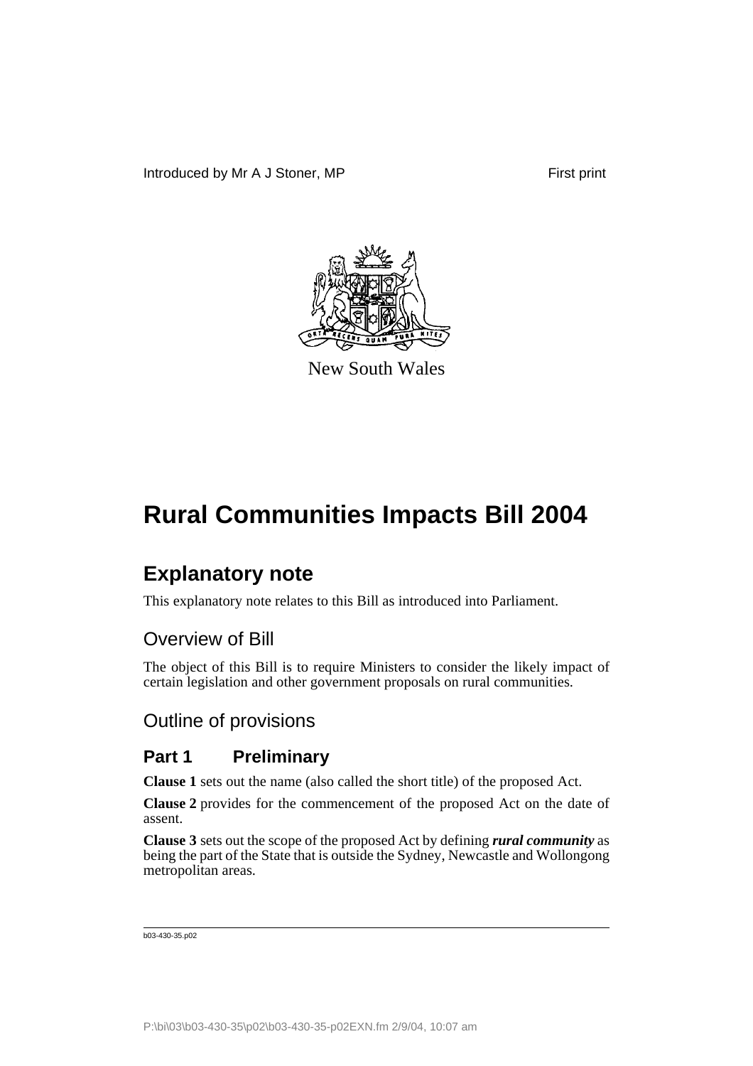Introduced by Mr A J Stoner, MP First print

New South Wales

# Rural Communities Impacts Bill 2004

## Explanatory note

This explanatory note relates to this Bill as introduced into Parliament.

### Overview of Bill

The object of this Bill is to require Ministers to consider the likely impact of certain legislation and other government proposals on rural communities.

### Outline of provisions

#### Part 1 Preliminary

**Clause 1** sets out the name (also called the short title) of the proposed Act.

**Clause 2** provides for the commencement of the proposed Act on the date of assent.

**Clause 3** sets out the scope of the proposed Act by defining ***rural community*** as being the part of the State that is outside the Sydney, Newcastle and Wollongong metropolitan areas.

b03-430-35.p02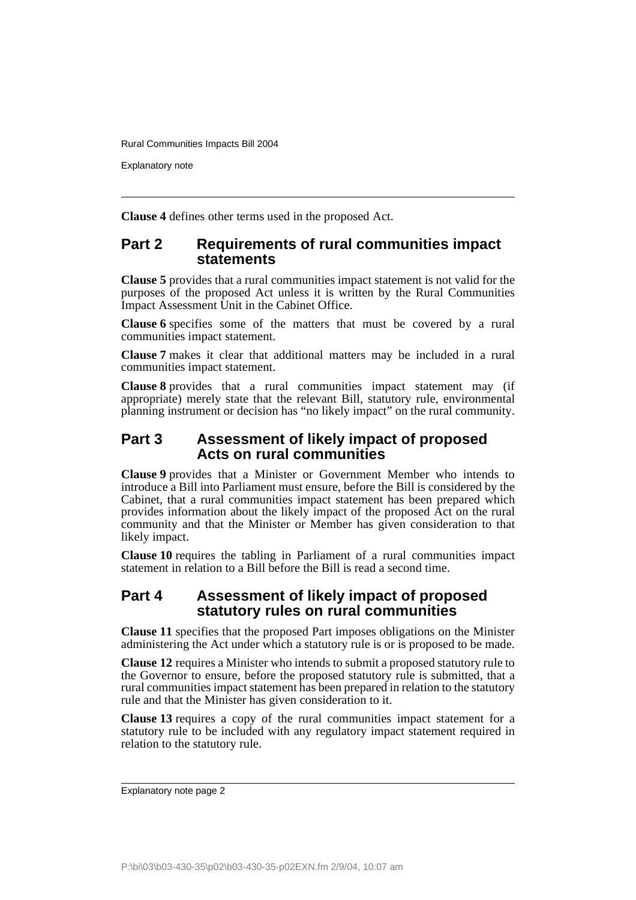**Clause 4** defines other terms used in the proposed Act.

## Part 2 Requirements of rural communities impact statements

**Clause 5** provides that a rural communities impact statement is not valid for the purposes of the proposed Act unless it is written by the Rural Communities Impact Assessment Unit in the Cabinet Office.

**Clause 6** specifies some of the matters that must be covered by a rural communities impact statement.

**Clause 7** makes it clear that additional matters may be included in a rural communities impact statement.

**Clause 8** provides that a rural communities impact statement may (if appropriate) merely state that the relevant Bill, statutory rule, environmental planning instrument or decision has "no likely impact" on the rural community.

## Part 3 Assessment of likely impact of proposed Acts on rural communities

**Clause 9** provides that a Minister or Government Member who intends to introduce a Bill into Parliament must ensure, before the Bill is considered by the Cabinet, that a rural communities impact statement has been prepared which provides information about the likely impact of the proposed Act on the rural community and that the Minister or Member has given consideration to that likely impact.

**Clause 10** requires the tabling in Parliament of a rural communities impact statement in relation to a Bill before the Bill is read a second time.

## Part 4 Assessment of likely impact of proposed statutory rules on rural communities

**Clause 11** specifies that the proposed Part imposes obligations on the Minister administering the Act under which a statutory rule is or is proposed to be made.

**Clause 12** requires a Minister who intends to submit a proposed statutory rule to the Governor to ensure, before the proposed statutory rule is submitted, that a rural communities impact statement has been prepared in relation to the statutory rule and that the Minister has given consideration to it.

**Clause 13** requires a copy of the rural communities impact statement for a statutory rule to be included with any regulatory impact statement required in relation to the statutory rule.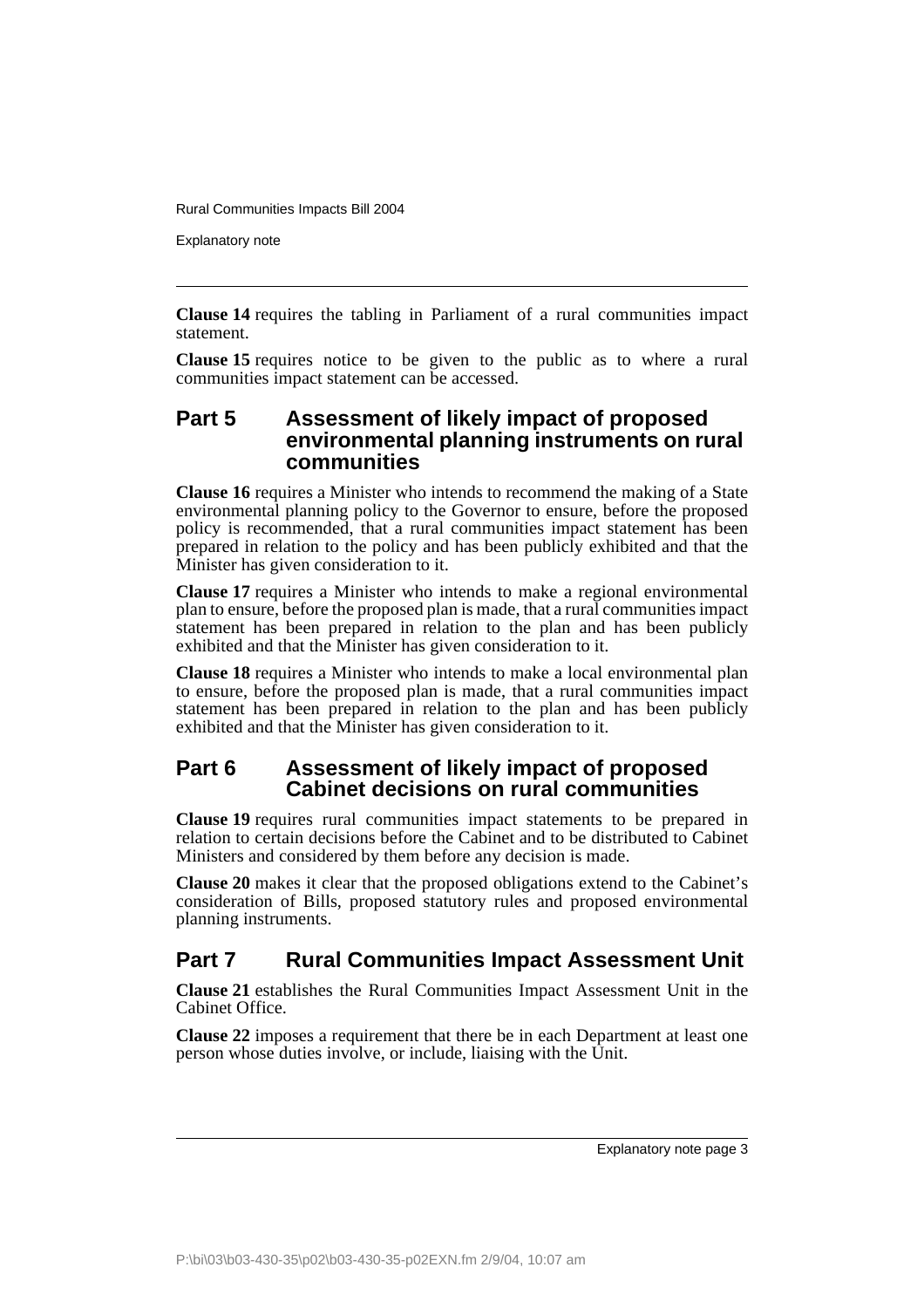**Clause 14** requires the tabling in Parliament of a rural communities impact statement.

**Clause 15** requires notice to be given to the public as to where a rural communities impact statement can be accessed.

## Part 5 Assessment of likely impact of proposed environmental planning instruments on rural communities

**Clause 16** requires a Minister who intends to recommend the making of a State environmental planning policy to the Governor to ensure, before the proposed policy is recommended, that a rural communities impact statement has been prepared in relation to the policy and has been publicly exhibited and that the Minister has given consideration to it.

**Clause 17** requires a Minister who intends to make a regional environmental plan to ensure, before the proposed plan is made, that a rural communities impact statement has been prepared in relation to the plan and has been publicly exhibited and that the Minister has given consideration to it.

**Clause 18** requires a Minister who intends to make a local environmental plan to ensure, before the proposed plan is made, that a rural communities impact statement has been prepared in relation to the plan and has been publicly exhibited and that the Minister has given consideration to it.

## Part 6 Assessment of likely impact of proposed Cabinet decisions on rural communities

**Clause 19** requires rural communities impact statements to be prepared in relation to certain decisions before the Cabinet and to be distributed to Cabinet Ministers and considered by them before any decision is made.

**Clause 20** makes it clear that the proposed obligations extend to the Cabinet's consideration of Bills, proposed statutory rules and proposed environmental planning instruments.

## Part 7 Rural Communities Impact Assessment Unit

**Clause 21** establishes the Rural Communities Impact Assessment Unit in the Cabinet Office.

**Clause 22** imposes a requirement that there be in each Department at least one person whose duties involve, or include, liaising with the Unit.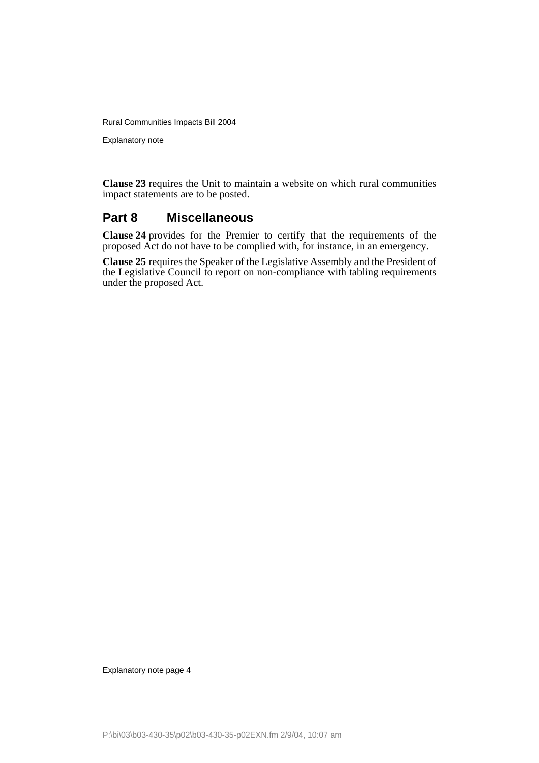**Clause 23** requires the Unit to maintain a website on which rural communities impact statements are to be posted.

## Part 8 Miscellaneous

**Clause 24** provides for the Premier to certify that the requirements of the proposed Act do not have to be complied with, for instance, in an emergency.

**Clause 25** requires the Speaker of the Legislative Assembly and the President of the Legislative Council to report on non-compliance with tabling requirements under the proposed Act.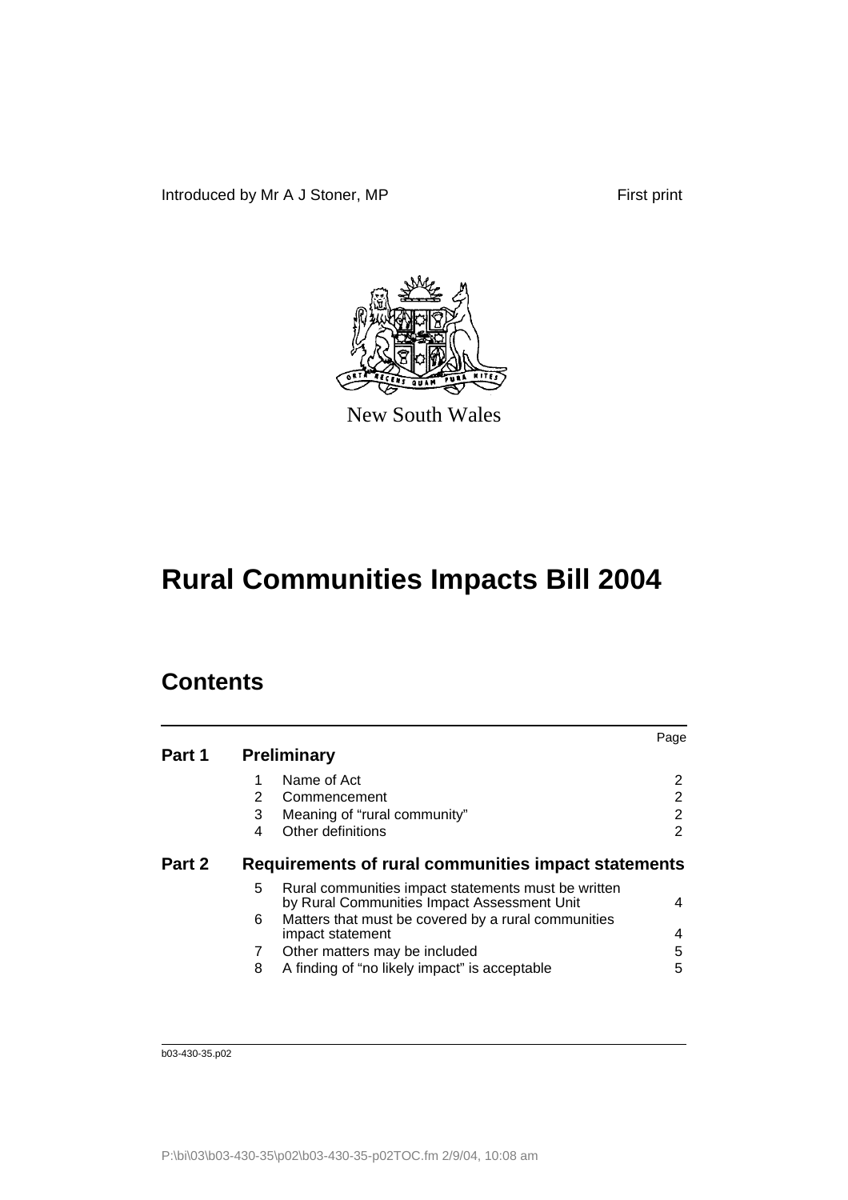Introduced by Mr A J Stoner, MP First print

New South Wales

# Rural Communities Impacts Bill 2004

## Contents

| | | | Page |
|---|---|---|---|
| **Part 1** | **Preliminary** | | |
| | 1 | Name of Act | 2 |
| | 2 | Commencement | 2 |
| | 3 | Meaning of "rural community" | 2 |
| | 4 | Other definitions | 2 |
| **Part 2** | **Requirements of rural communities impact statements** | | |
| | 5 | Rural communities impact statements must be written by Rural Communities Impact Assessment Unit | 4 |
| | 6 | Matters that must be covered by a rural communities impact statement | 4 |
| | 7 | Other matters may be included | 5 |
| | 8 | A finding of "no likely impact" is acceptable | 5 |

b03-430-35.p02

P:\bi\03\b03-430-35\p02\b03-430-35-p02TOC.fm 2/9/04, 10:08 am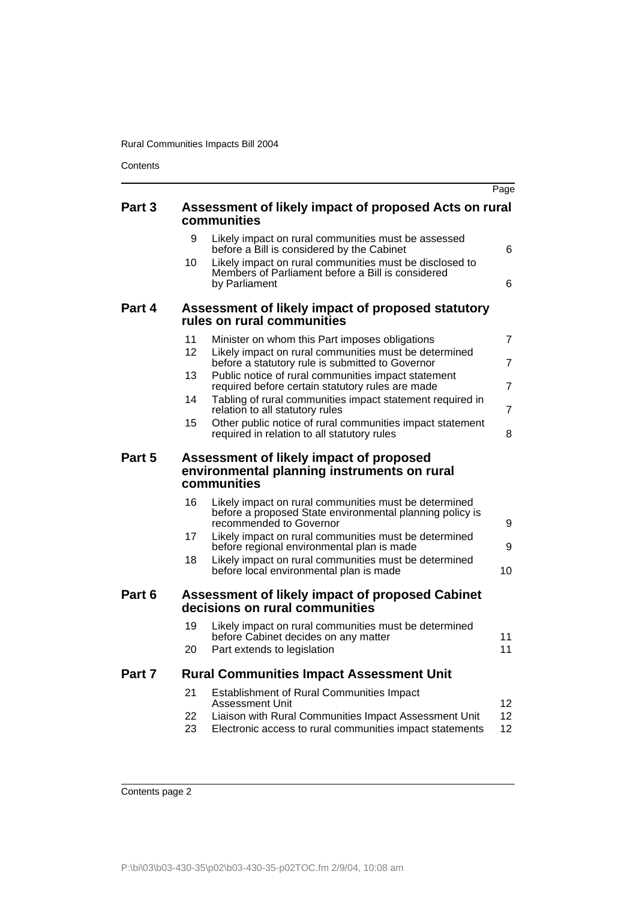Contents

| | | | Page |
|---|---|---|---|
| **Part 3** | **Assessment of likely impact of proposed Acts on rural communities** | | |
| | 9 | Likely impact on rural communities must be assessed before a Bill is considered by the Cabinet | 6 |
| | 10 | Likely impact on rural communities must be disclosed to Members of Parliament before a Bill is considered by Parliament | 6 |
| **Part 4** | **Assessment of likely impact of proposed statutory rules on rural communities** | | |
| | 11 | Minister on whom this Part imposes obligations | 7 |
| | 12 | Likely impact on rural communities must be determined before a statutory rule is submitted to Governor | 7 |
| | 13 | Public notice of rural communities impact statement required before certain statutory rules are made | 7 |
| | 14 | Tabling of rural communities impact statement required in relation to all statutory rules | 7 |
| | 15 | Other public notice of rural communities impact statement required in relation to all statutory rules | 8 |
| **Part 5** | **Assessment of likely impact of proposed environmental planning instruments on rural communities** | | |
| | 16 | Likely impact on rural communities must be determined before a proposed State environmental planning policy is recommended to Governor | 9 |
| | 17 | Likely impact on rural communities must be determined before regional environmental plan is made | 9 |
| | 18 | Likely impact on rural communities must be determined before local environmental plan is made | 10 |
| **Part 6** | **Assessment of likely impact of proposed Cabinet decisions on rural communities** | | |
| | 19 | Likely impact on rural communities must be determined before Cabinet decides on any matter | 11 |
| | 20 | Part extends to legislation | 11 |
| **Part 7** | **Rural Communities Impact Assessment Unit** | | |
| | 21 | Establishment of Rural Communities Impact Assessment Unit | 12 |
| | 22 | Liaison with Rural Communities Impact Assessment Unit | 12 |
| | 23 | Electronic access to rural communities impact statements | 12 |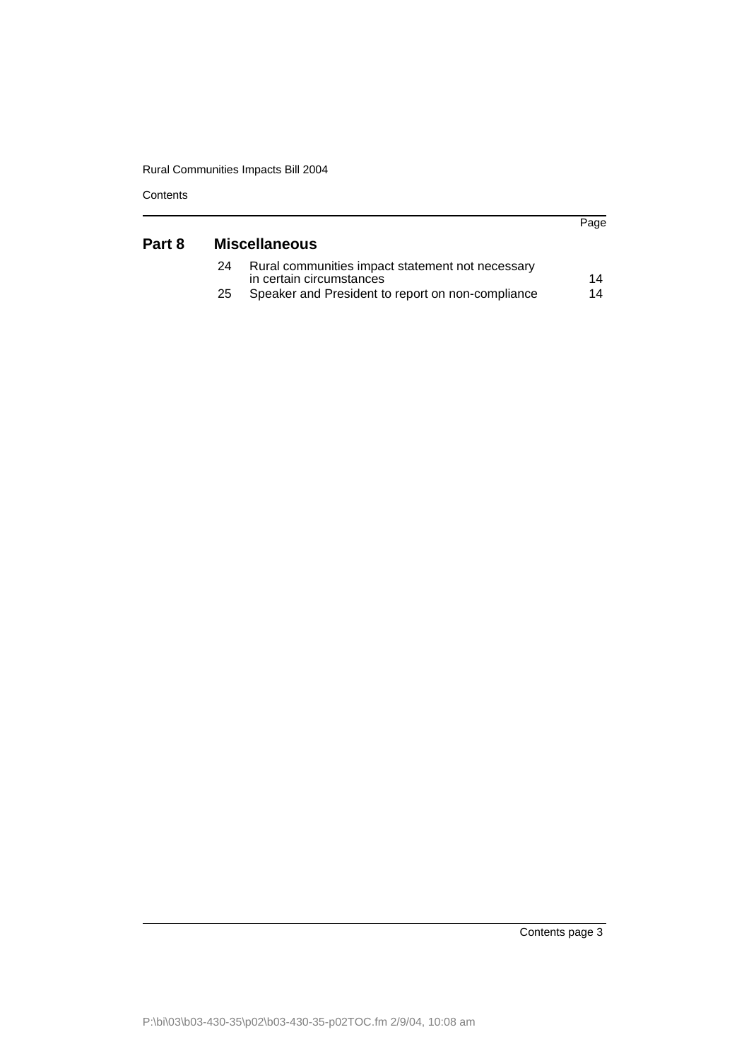| | | | Page |
|---|---|---|---|
| **Part 8** | **Miscellaneous** | | |
| | 24 | Rural communities impact statement not necessary in certain circumstances | 14 |
| | 25 | Speaker and President to report on non-compliance | 14 |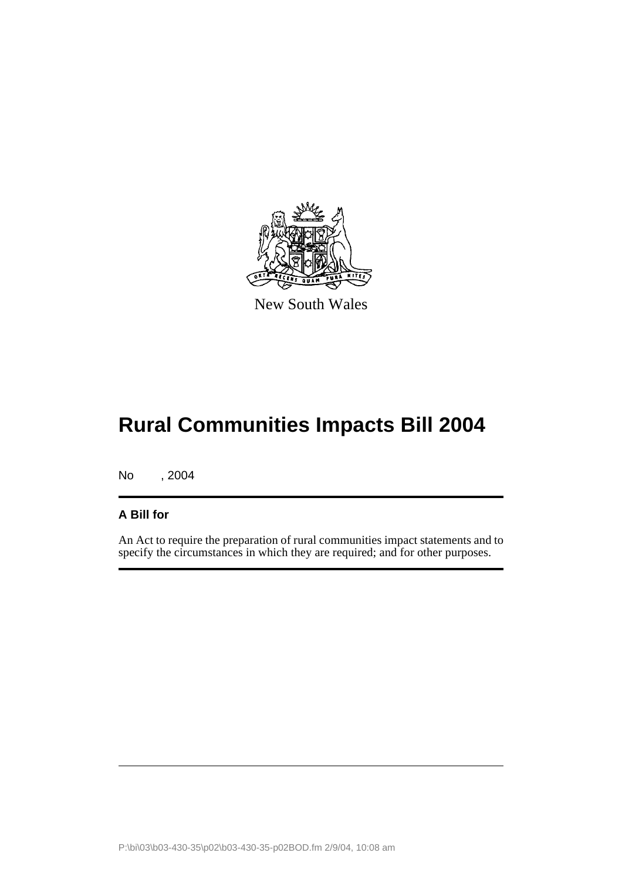New South Wales

# Rural Communities Impacts Bill 2004

No , 2004

**A Bill for**

An Act to require the preparation of rural communities impact statements and to specify the circumstances in which they are required; and for other purposes.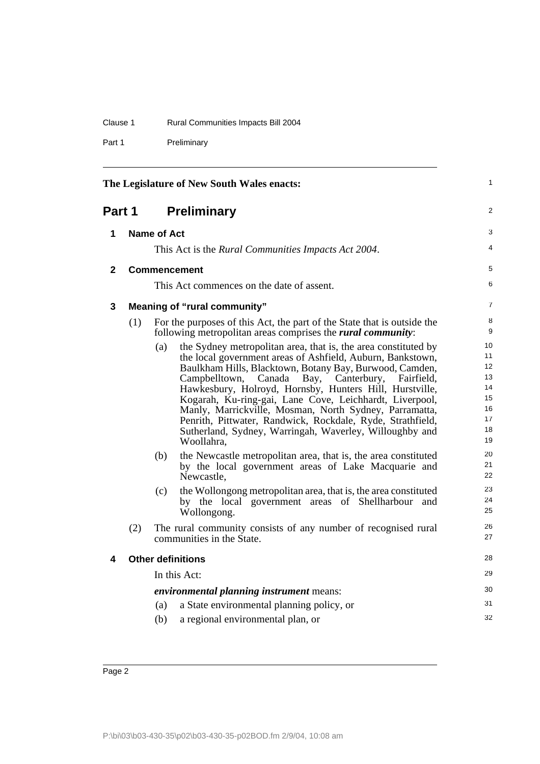The Legislature of New South Wales enacts:

# Part 1 Preliminary

## 1 Name of Act

This Act is the *Rural Communities Impacts Act 2004*.

## 2 Commencement

This Act commences on the date of assent.

## 3 Meaning of "rural community"

(1) For the purposes of this Act, the part of the State that is outside the following metropolitan areas comprises the ***rural community***:

(a) the Sydney metropolitan area, that is, the area constituted by the local government areas of Ashfield, Auburn, Bankstown, Baulkham Hills, Blacktown, Botany Bay, Burwood, Camden, Campbelltown, Canada Bay, Canterbury, Fairfield, Hawkesbury, Holroyd, Hornsby, Hunters Hill, Hurstville, Kogarah, Ku-ring-gai, Lane Cove, Leichhardt, Liverpool, Manly, Marrickville, Mosman, North Sydney, Parramatta, Penrith, Pittwater, Randwick, Rockdale, Ryde, Strathfield, Sutherland, Sydney, Warringah, Waverley, Willoughby and Woollahra,

(b) the Newcastle metropolitan area, that is, the area constituted by the local government areas of Lake Macquarie and Newcastle,

(c) the Wollongong metropolitan area, that is, the area constituted by the local government areas of Shellharbour and Wollongong.

(2) The rural community consists of any number of recognised rural communities in the State.

## 4 Other definitions

In this Act:

***environmental planning instrument*** means:

(a) a State environmental planning policy, or

(b) a regional environmental plan, or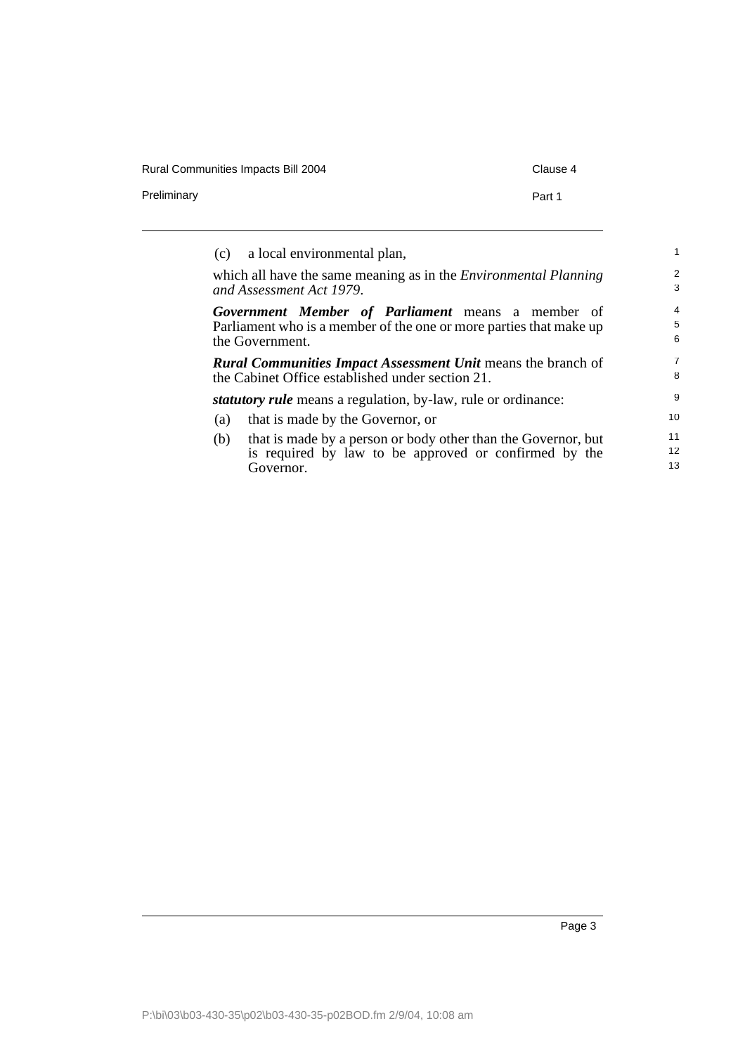(c) a local environmental plan,

which all have the same meaning as in the *Environmental Planning and Assessment Act 1979*.

***Government Member of Parliament*** means a member of Parliament who is a member of the one or more parties that make up the Government.

***Rural Communities Impact Assessment Unit*** means the branch of the Cabinet Office established under section 21.

***statutory rule*** means a regulation, by-law, rule or ordinance:

(a) that is made by the Governor, or

(b) that is made by a person or body other than the Governor, but is required by law to be approved or confirmed by the Governor.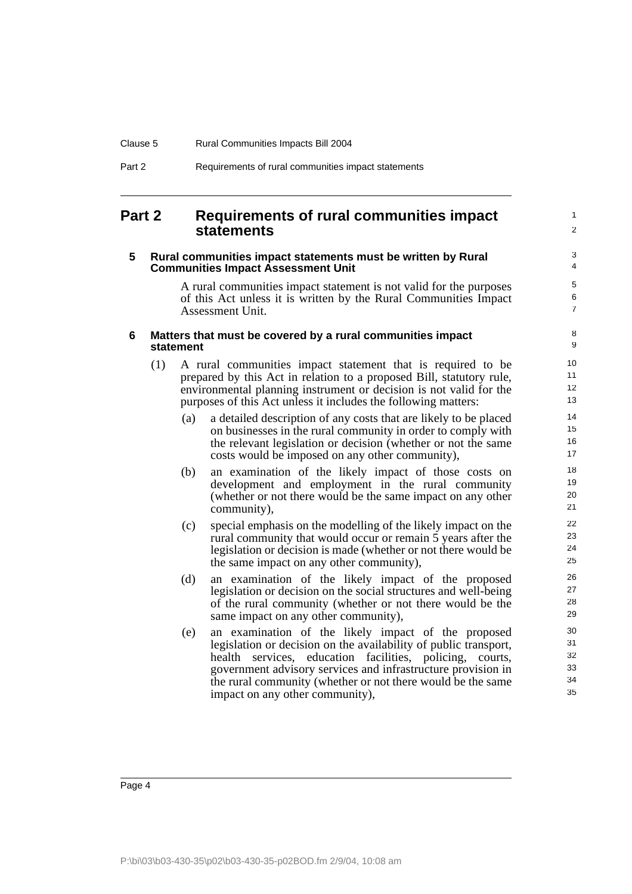## Part 2 Requirements of rural communities impact statements

### 5 Rural communities impact statements must be written by Rural Communities Impact Assessment Unit

A rural communities impact statement is not valid for the purposes of this Act unless it is written by the Rural Communities Impact Assessment Unit.

### 6 Matters that must be covered by a rural communities impact statement

(1) A rural communities impact statement that is required to be prepared by this Act in relation to a proposed Bill, statutory rule, environmental planning instrument or decision is not valid for the purposes of this Act unless it includes the following matters:

(a) a detailed description of any costs that are likely to be placed on businesses in the rural community in order to comply with the relevant legislation or decision (whether or not the same costs would be imposed on any other community),

(b) an examination of the likely impact of those costs on development and employment in the rural community (whether or not there would be the same impact on any other community),

(c) special emphasis on the modelling of the likely impact on the rural community that would occur or remain 5 years after the legislation or decision is made (whether or not there would be the same impact on any other community),

(d) an examination of the likely impact of the proposed legislation or decision on the social structures and well-being of the rural community (whether or not there would be the same impact on any other community),

(e) an examination of the likely impact of the proposed legislation or decision on the availability of public transport, health services, education facilities, policing, courts, government advisory services and infrastructure provision in the rural community (whether or not there would be the same impact on any other community),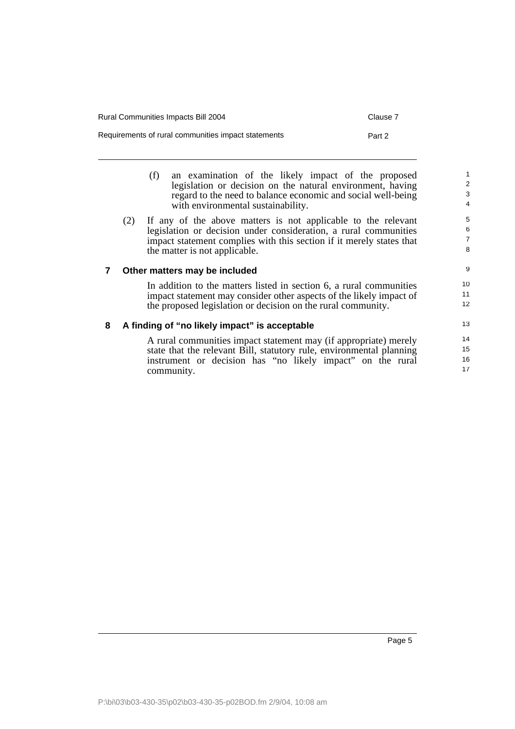(f) an examination of the likely impact of the proposed legislation or decision on the natural environment, having regard to the need to balance economic and social well-being with environmental sustainability.

(2) If any of the above matters is not applicable to the relevant legislation or decision under consideration, a rural communities impact statement complies with this section if it merely states that the matter is not applicable.

## 7 Other matters may be included

In addition to the matters listed in section 6, a rural communities impact statement may consider other aspects of the likely impact of the proposed legislation or decision on the rural community.

## 8 A finding of "no likely impact" is acceptable

A rural communities impact statement may (if appropriate) merely state that the relevant Bill, statutory rule, environmental planning instrument or decision has "no likely impact" on the rural community.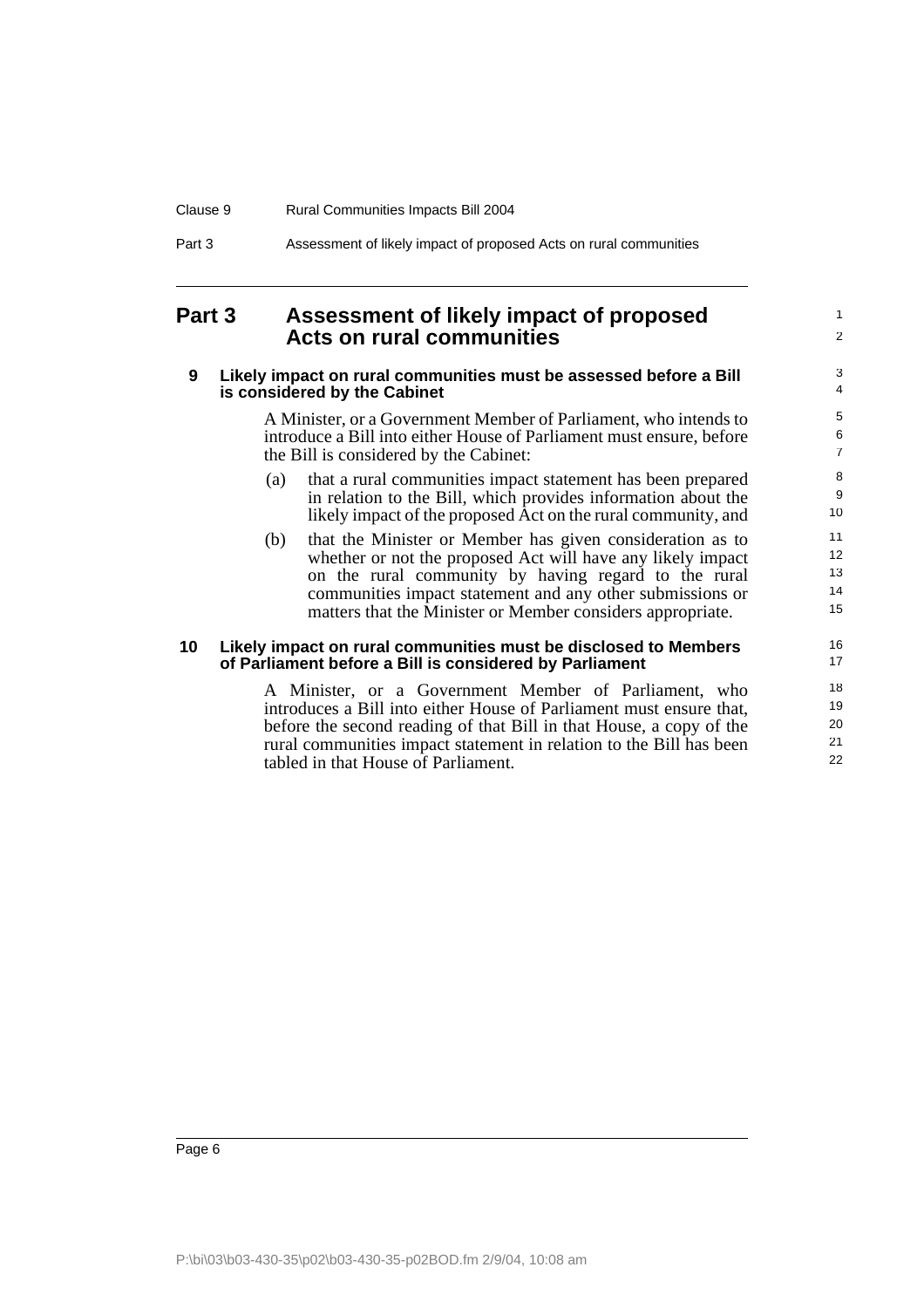# Part 3 Assessment of likely impact of proposed Acts on rural communities

## 9 Likely impact on rural communities must be assessed before a Bill is considered by the Cabinet

A Minister, or a Government Member of Parliament, who intends to introduce a Bill into either House of Parliament must ensure, before the Bill is considered by the Cabinet:

(a) that a rural communities impact statement has been prepared in relation to the Bill, which provides information about the likely impact of the proposed Act on the rural community, and

(b) that the Minister or Member has given consideration as to whether or not the proposed Act will have any likely impact on the rural community by having regard to the rural communities impact statement and any other submissions or matters that the Minister or Member considers appropriate.

## 10 Likely impact on rural communities must be disclosed to Members of Parliament before a Bill is considered by Parliament

A Minister, or a Government Member of Parliament, who introduces a Bill into either House of Parliament must ensure that, before the second reading of that Bill in that House, a copy of the rural communities impact statement in relation to the Bill has been tabled in that House of Parliament.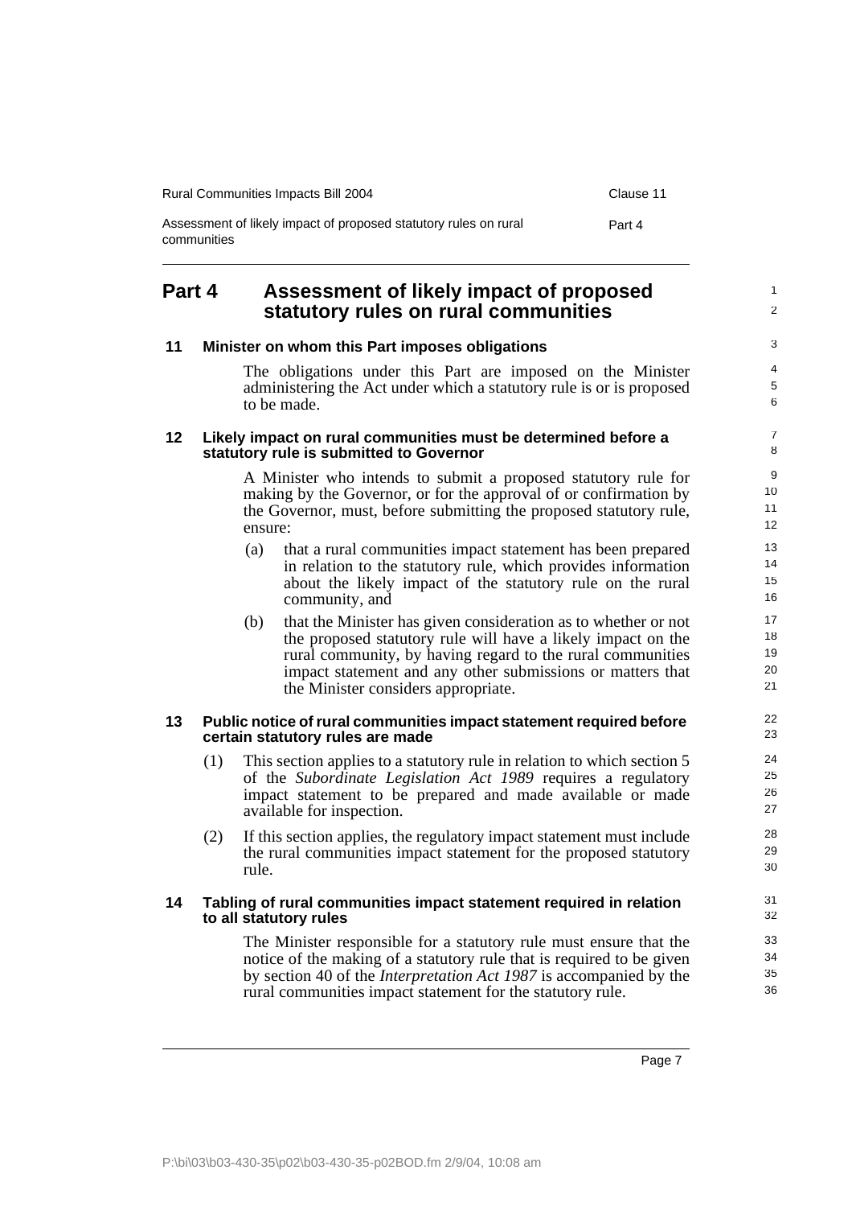## Part 4 Assessment of likely impact of proposed statutory rules on rural communities

### 11 Minister on whom this Part imposes obligations

The obligations under this Part are imposed on the Minister administering the Act under which a statutory rule is or is proposed to be made.

### 12 Likely impact on rural communities must be determined before a statutory rule is submitted to Governor

A Minister who intends to submit a proposed statutory rule for making by the Governor, or for the approval of or confirmation by the Governor, must, before submitting the proposed statutory rule, ensure:

(a) that a rural communities impact statement has been prepared in relation to the statutory rule, which provides information about the likely impact of the statutory rule on the rural community, and

(b) that the Minister has given consideration as to whether or not the proposed statutory rule will have a likely impact on the rural community, by having regard to the rural communities impact statement and any other submissions or matters that the Minister considers appropriate.

### 13 Public notice of rural communities impact statement required before certain statutory rules are made

(1) This section applies to a statutory rule in relation to which section 5 of the *Subordinate Legislation Act 1989* requires a regulatory impact statement to be prepared and made available or made available for inspection.

(2) If this section applies, the regulatory impact statement must include the rural communities impact statement for the proposed statutory rule.

### 14 Tabling of rural communities impact statement required in relation to all statutory rules

The Minister responsible for a statutory rule must ensure that the notice of the making of a statutory rule that is required to be given by section 40 of the *Interpretation Act 1987* is accompanied by the rural communities impact statement for the statutory rule.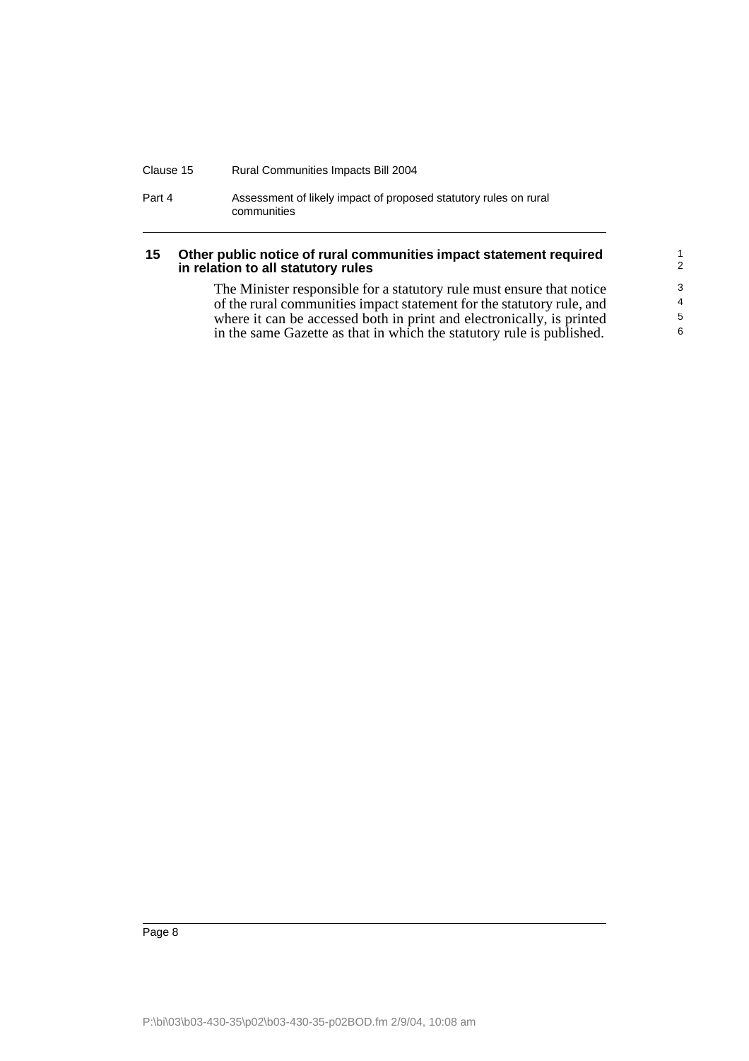### 15 Other public notice of rural communities impact statement required in relation to all statutory rules

The Minister responsible for a statutory rule must ensure that notice of the rural communities impact statement for the statutory rule, and where it can be accessed both in print and electronically, is printed in the same Gazette as that in which the statutory rule is published.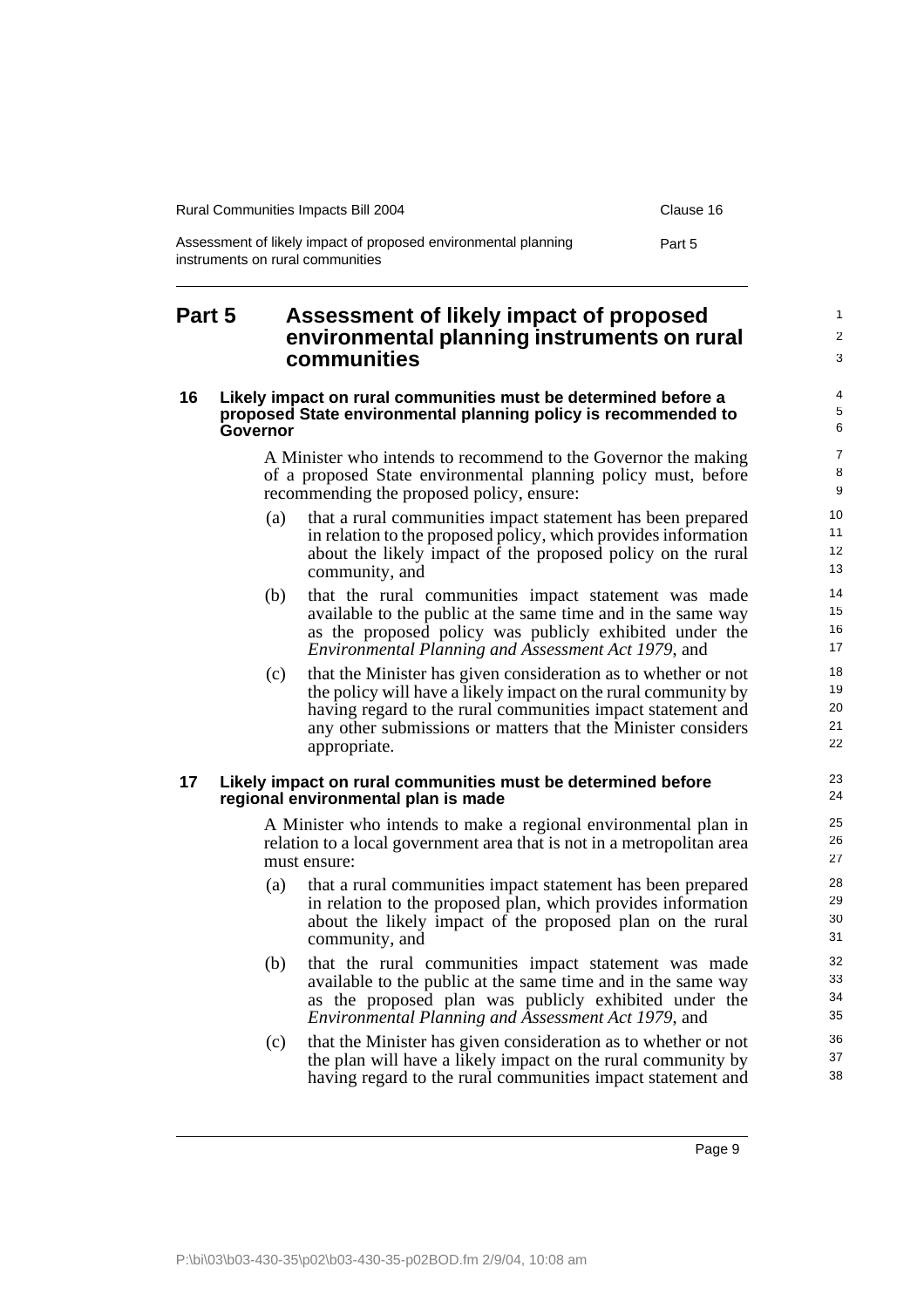## Part 5 Assessment of likely impact of proposed environmental planning instruments on rural communities

### 16 Likely impact on rural communities must be determined before a proposed State environmental planning policy is recommended to Governor

A Minister who intends to recommend to the Governor the making of a proposed State environmental planning policy must, before recommending the proposed policy, ensure:

(a) that a rural communities impact statement has been prepared in relation to the proposed policy, which provides information about the likely impact of the proposed policy on the rural community, and

(b) that the rural communities impact statement was made available to the public at the same time and in the same way as the proposed policy was publicly exhibited under the *Environmental Planning and Assessment Act 1979*, and

(c) that the Minister has given consideration as to whether or not the policy will have a likely impact on the rural community by having regard to the rural communities impact statement and any other submissions or matters that the Minister considers appropriate.

### 17 Likely impact on rural communities must be determined before regional environmental plan is made

A Minister who intends to make a regional environmental plan in relation to a local government area that is not in a metropolitan area must ensure:

(a) that a rural communities impact statement has been prepared in relation to the proposed plan, which provides information about the likely impact of the proposed plan on the rural community, and

(b) that the rural communities impact statement was made available to the public at the same time and in the same way as the proposed plan was publicly exhibited under the *Environmental Planning and Assessment Act 1979*, and

(c) that the Minister has given consideration as to whether or not the plan will have a likely impact on the rural community by having regard to the rural communities impact statement and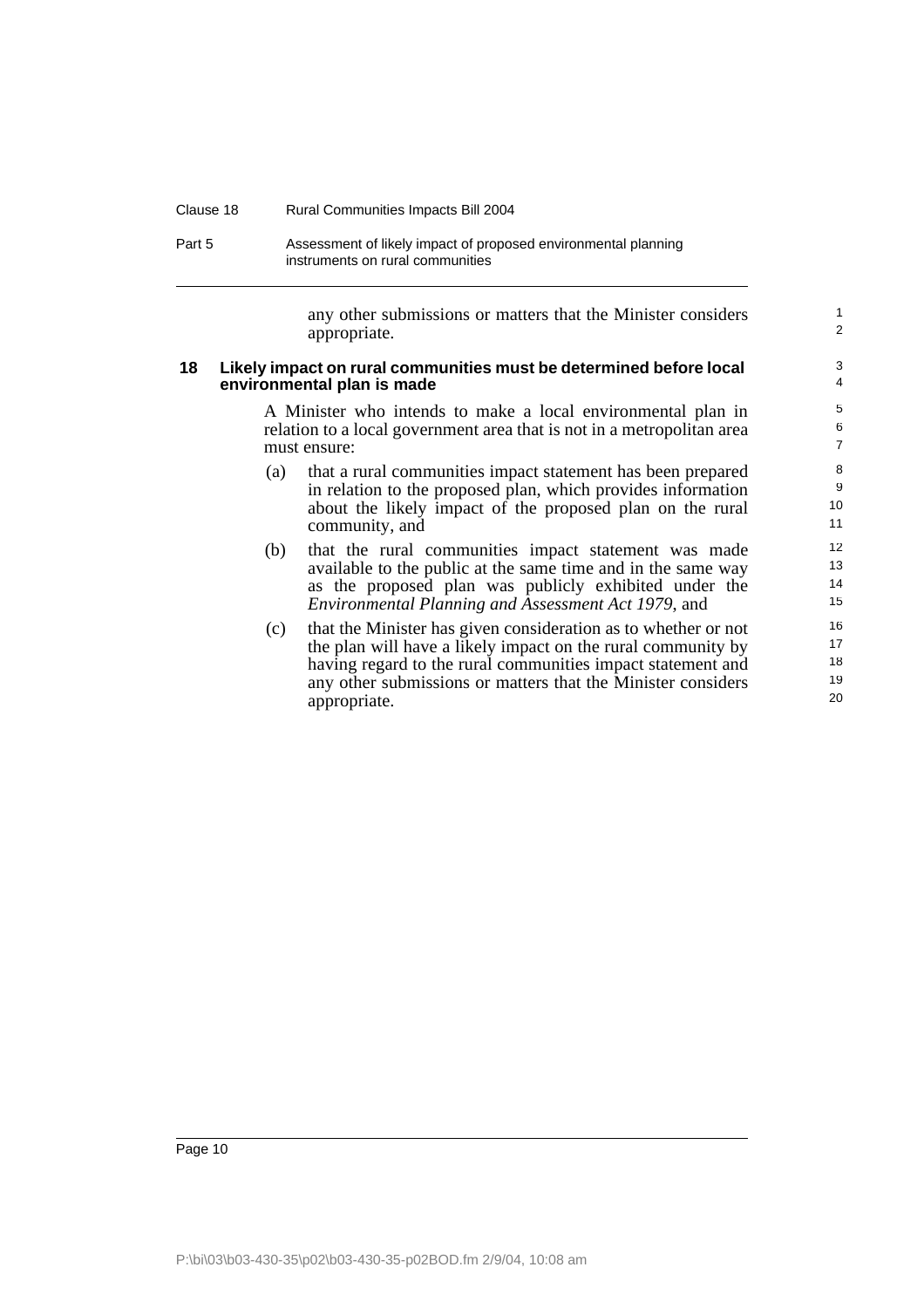any other submissions or matters that the Minister considers appropriate.

### 18 Likely impact on rural communities must be determined before local environmental plan is made

A Minister who intends to make a local environmental plan in relation to a local government area that is not in a metropolitan area must ensure:

(a) that a rural communities impact statement has been prepared in relation to the proposed plan, which provides information about the likely impact of the proposed plan on the rural community, and

(b) that the rural communities impact statement was made available to the public at the same time and in the same way as the proposed plan was publicly exhibited under the *Environmental Planning and Assessment Act 1979*, and

(c) that the Minister has given consideration as to whether or not the plan will have a likely impact on the rural community by having regard to the rural communities impact statement and any other submissions or matters that the Minister considers appropriate.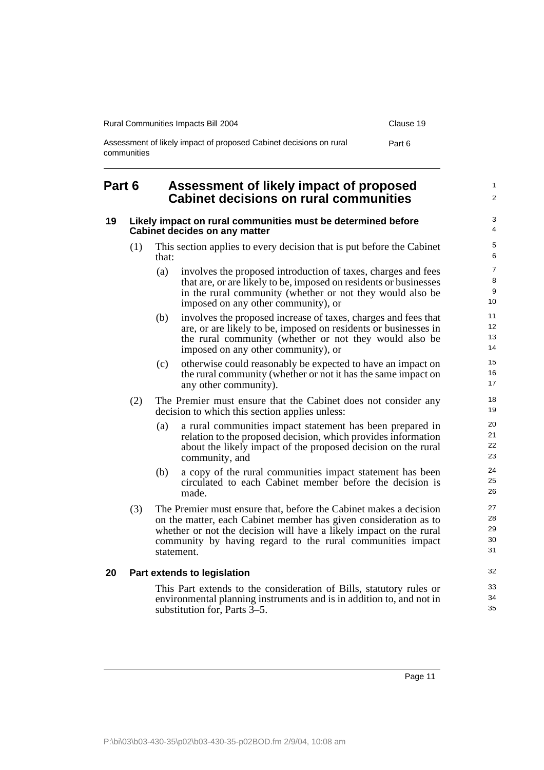## Part 6 Assessment of likely impact of proposed Cabinet decisions on rural communities

### 19 Likely impact on rural communities must be determined before Cabinet decides on any matter

(1) This section applies to every decision that is put before the Cabinet that:

(a) involves the proposed introduction of taxes, charges and fees that are, or are likely to be, imposed on residents or businesses in the rural community (whether or not they would also be imposed on any other community), or

(b) involves the proposed increase of taxes, charges and fees that are, or are likely to be, imposed on residents or businesses in the rural community (whether or not they would also be imposed on any other community), or

(c) otherwise could reasonably be expected to have an impact on the rural community (whether or not it has the same impact on any other community).

(2) The Premier must ensure that the Cabinet does not consider any decision to which this section applies unless:

(a) a rural communities impact statement has been prepared in relation to the proposed decision, which provides information about the likely impact of the proposed decision on the rural community, and

(b) a copy of the rural communities impact statement has been circulated to each Cabinet member before the decision is made.

(3) The Premier must ensure that, before the Cabinet makes a decision on the matter, each Cabinet member has given consideration as to whether or not the decision will have a likely impact on the rural community by having regard to the rural communities impact statement.

### 20 Part extends to legislation

This Part extends to the consideration of Bills, statutory rules or environmental planning instruments and is in addition to, and not in substitution for, Parts 3–5.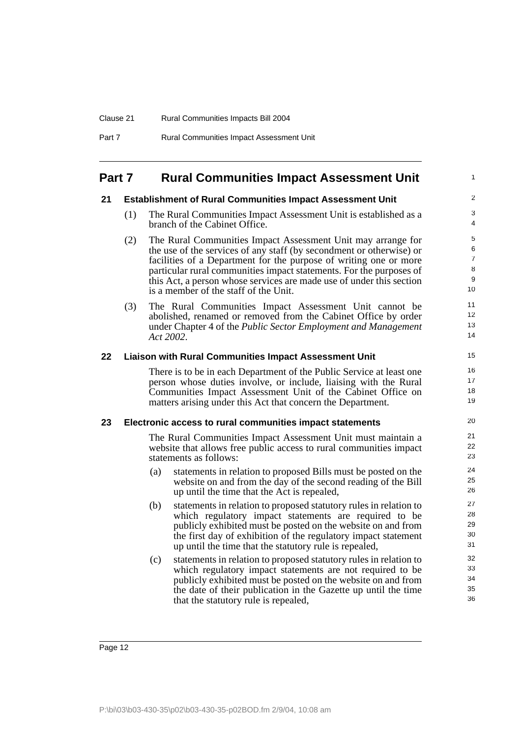# Part 7 Rural Communities Impact Assessment Unit

### 21 Establishment of Rural Communities Impact Assessment Unit

(1) The Rural Communities Impact Assessment Unit is established as a branch of the Cabinet Office.

(2) The Rural Communities Impact Assessment Unit may arrange for the use of the services of any staff (by secondment or otherwise) or facilities of a Department for the purpose of writing one or more particular rural communities impact statements. For the purposes of this Act, a person whose services are made use of under this section is a member of the staff of the Unit.

(3) The Rural Communities Impact Assessment Unit cannot be abolished, renamed or removed from the Cabinet Office by order under Chapter 4 of the *Public Sector Employment and Management Act 2002*.

### 22 Liaison with Rural Communities Impact Assessment Unit

There is to be in each Department of the Public Service at least one person whose duties involve, or include, liaising with the Rural Communities Impact Assessment Unit of the Cabinet Office on matters arising under this Act that concern the Department.

### 23 Electronic access to rural communities impact statements

The Rural Communities Impact Assessment Unit must maintain a website that allows free public access to rural communities impact statements as follows:

(a) statements in relation to proposed Bills must be posted on the website on and from the day of the second reading of the Bill up until the time that the Act is repealed,

(b) statements in relation to proposed statutory rules in relation to which regulatory impact statements are required to be publicly exhibited must be posted on the website on and from the first day of exhibition of the regulatory impact statement up until the time that the statutory rule is repealed,

(c) statements in relation to proposed statutory rules in relation to which regulatory impact statements are not required to be publicly exhibited must be posted on the website on and from the date of their publication in the Gazette up until the time that the statutory rule is repealed,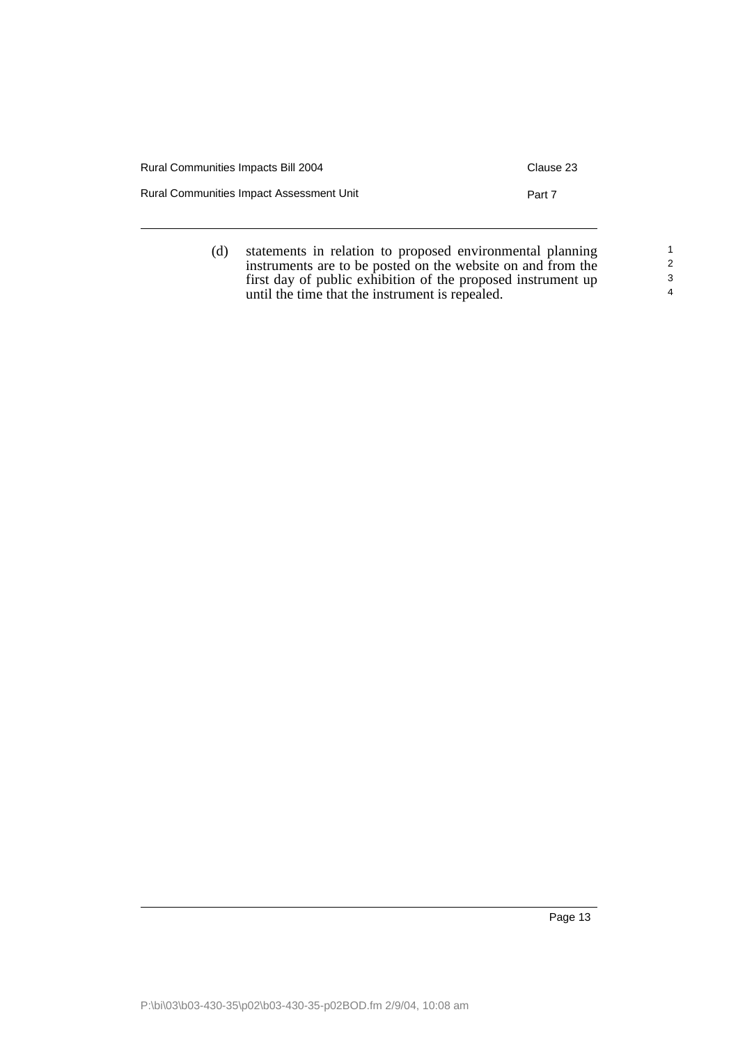(d) statements in relation to proposed environmental planning instruments are to be posted on the website on and from the first day of public exhibition of the proposed instrument up until the time that the instrument is repealed.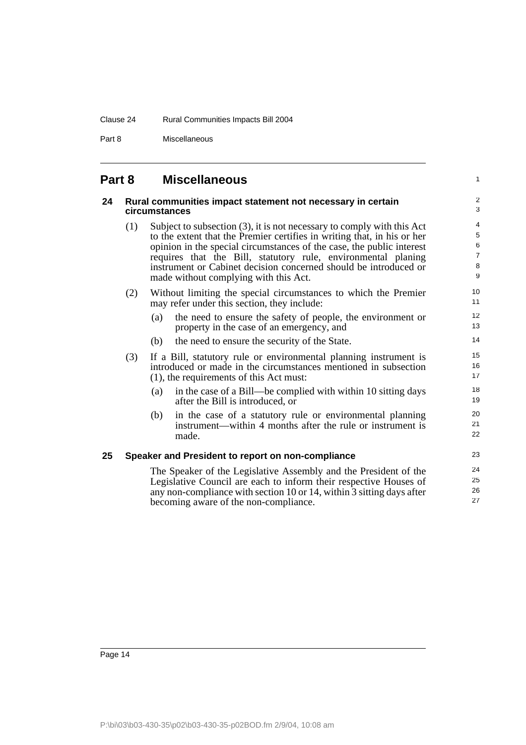## Part 8 Miscellaneous

### 24 Rural communities impact statement not necessary in certain circumstances

(1) Subject to subsection (3), it is not necessary to comply with this Act to the extent that the Premier certifies in writing that, in his or her opinion in the special circumstances of the case, the public interest requires that the Bill, statutory rule, environmental planing instrument or Cabinet decision concerned should be introduced or made without complying with this Act.

(2) Without limiting the special circumstances to which the Premier may refer under this section, they include:

(a) the need to ensure the safety of people, the environment or property in the case of an emergency, and

(b) the need to ensure the security of the State.

(3) If a Bill, statutory rule or environmental planning instrument is introduced or made in the circumstances mentioned in subsection (1), the requirements of this Act must:

(a) in the case of a Bill—be complied with within 10 sitting days after the Bill is introduced, or

(b) in the case of a statutory rule or environmental planning instrument—within 4 months after the rule or instrument is made.

### 25 Speaker and President to report on non-compliance

The Speaker of the Legislative Assembly and the President of the Legislative Council are each to inform their respective Houses of any non-compliance with section 10 or 14, within 3 sitting days after becoming aware of the non-compliance.